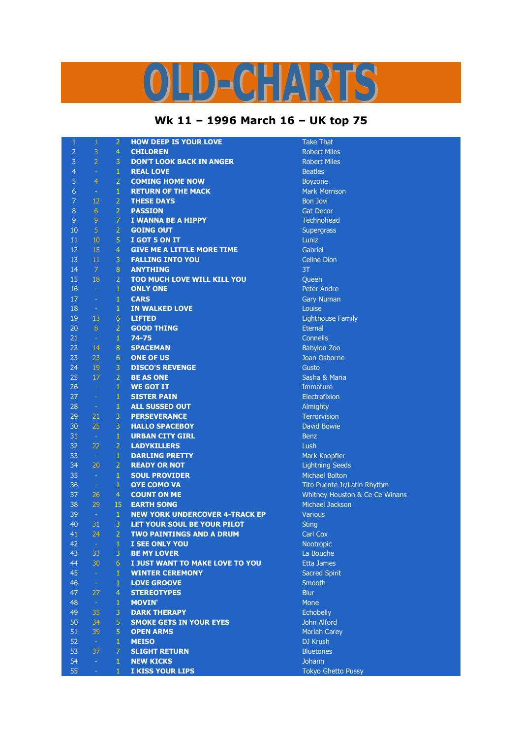# OLD-CHARTS

## Wk 11 – 1996 March 16 – UK top 75

| | | | | |
|---|---|---|---|---|
| 1 | 1 | 2 | HOW DEEP IS YOUR LOVE | Take That |
| 2 | 3 | 4 | CHILDREN | Robert Miles |
| 3 | 2 | 3 | DON'T LOOK BACK IN ANGER | Robert Miles |
| 4 | - | 1 | REAL LOVE | Beatles |
| 5 | 4 | 2 | COMING HOME NOW | Boyzone |
| 6 | - | 1 | RETURN OF THE MACK | Mark Morrison |
| 7 | 12 | 2 | THESE DAYS | Bon Jovi |
| 8 | 6 | 2 | PASSION | Gat Decor |
| 9 | 9 | 7 | I WANNA BE A HIPPY | Technohead |
| 10 | 5 | 2 | GOING OUT | Supergrass |
| 11 | 10 | 5 | I GOT 5 ON IT | Luniz |
| 12 | 15 | 4 | GIVE ME A LITTLE MORE TIME | Gabriel |
| 13 | 11 | 3 | FALLING INTO YOU | Celine Dion |
| 14 | 7 | 8 | ANYTHING | 3T |
| 15 | 18 | 2 | TOO MUCH LOVE WILL KILL YOU | Queen |
| 16 | - | 1 | ONLY ONE | Peter Andre |
| 17 | - | 1 | CARS | Gary Numan |
| 18 | - | 1 | IN WALKED LOVE | Louise |
| 19 | 13 | 6 | LIFTED | Lighthouse Family |
| 20 | 8 | 2 | GOOD THING | Eternal |
| 21 | - | 1 | 74-75 | Connells |
| 22 | 14 | 8 | SPACEMAN | Babylon Zoo |
| 23 | 23 | 6 | ONE OF US | Joan Osborne |
| 24 | 19 | 3 | DISCO'S REVENGE | Gusto |
| 25 | 17 | 2 | BE AS ONE | Sasha & Maria |
| 26 | - | 1 | WE GOT IT | Immature |
| 27 | - | 1 | SISTER PAIN | Electrafixion |
| 28 | - | 1 | ALL SUSSED OUT | Almighty |
| 29 | 21 | 3 | PERSEVERANCE | Terrorvision |
| 30 | 25 | 3 | HALLO SPACEBOY | David Bowie |
| 31 | - | 1 | URBAN CITY GIRL | Benz |
| 32 | 22 | 2 | LADYKILLERS | Lush |
| 33 | - | 1 | DARLING PRETTY | Mark Knopfler |
| 34 | 20 | 2 | READY OR NOT | Lightning Seeds |
| 35 | - | 1 | SOUL PROVIDER | Michael Bolton |
| 36 | - | 1 | OYE COMO VA | Tito Puente Jr/Latin Rhythm |
| 37 | 26 | 4 | COUNT ON ME | Whitney Houston & Ce Ce Winans |
| 38 | 29 | 15 | EARTH SONG | Michael Jackson |
| 39 | - | 1 | NEW YORK UNDERCOVER 4-TRACK EP | Various |
| 40 | 31 | 3 | LET YOUR SOUL BE YOUR PILOT | Sting |
| 41 | 24 | 2 | TWO PAINTINGS AND A DRUM | Carl Cox |
| 42 | - | 1 | I SEE ONLY YOU | Nootropic |
| 43 | 33 | 3 | BE MY LOVER | La Bouche |
| 44 | 30 | 6 | I JUST WANT TO MAKE LOVE TO YOU | Etta James |
| 45 | - | 1 | WINTER CEREMONY | Sacred Spirit |
| 46 | - | 1 | LOVE GROOVE | Smooth |
| 47 | 27 | 4 | STEREOTYPES | Blur |
| 48 | - | 1 | MOVIN' | Mone |
| 49 | 35 | 3 | DARK THERAPY | Echobelly |
| 50 | 34 | 5 | SMOKE GETS IN YOUR EYES | John Alford |
| 51 | 39 | 5 | OPEN ARMS | Mariah Carey |
| 52 | - | 1 | MEISO | DJ Krush |
| 53 | 37 | 7 | SLIGHT RETURN | Bluetones |
| 54 | - | 1 | NEW KICKS | Johann |
| 55 | - | 1 | I KISS YOUR LIPS | Tokyo Ghetto Pussy |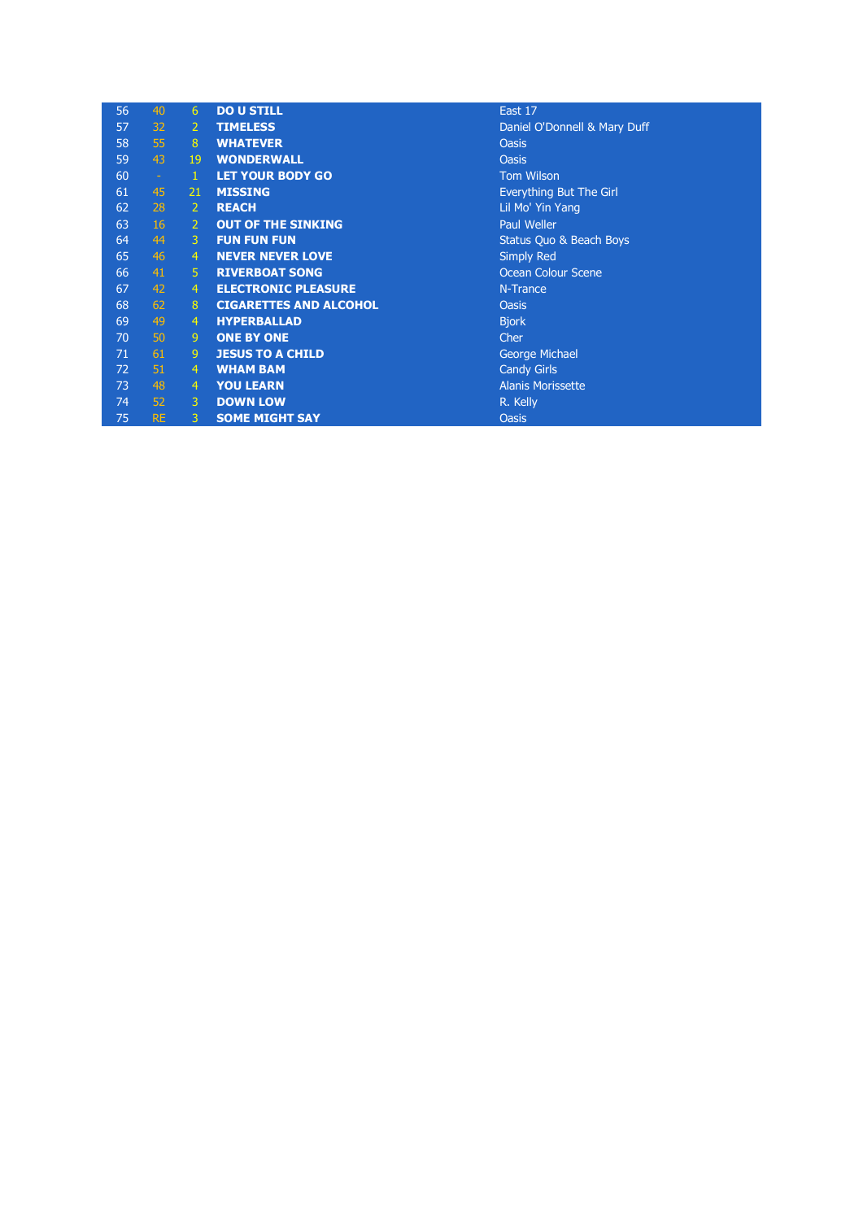| | | | | |
|---|---|---|---|---|
| 56 | 40 | 6 | **DO U STILL** | East 17 |
| 57 | 32 | 2 | **TIMELESS** | Daniel O'Donnell & Mary Duff |
| 58 | 55 | 8 | **WHATEVER** | Oasis |
| 59 | 43 | 19 | **WONDERWALL** | Oasis |
| 60 | - | 1 | **LET YOUR BODY GO** | Tom Wilson |
| 61 | 45 | 21 | **MISSING** | Everything But The Girl |
| 62 | 28 | 2 | **REACH** | Lil Mo' Yin Yang |
| 63 | 16 | 2 | **OUT OF THE SINKING** | Paul Weller |
| 64 | 44 | 3 | **FUN FUN FUN** | Status Quo & Beach Boys |
| 65 | 46 | 4 | **NEVER NEVER LOVE** | Simply Red |
| 66 | 41 | 5 | **RIVERBOAT SONG** | Ocean Colour Scene |
| 67 | 42 | 4 | **ELECTRONIC PLEASURE** | N-Trance |
| 68 | 62 | 8 | **CIGARETTES AND ALCOHOL** | Oasis |
| 69 | 49 | 4 | **HYPERBALLAD** | Bjork |
| 70 | 50 | 9 | **ONE BY ONE** | Cher |
| 71 | 61 | 9 | **JESUS TO A CHILD** | George Michael |
| 72 | 51 | 4 | **WHAM BAM** | Candy Girls |
| 73 | 48 | 4 | **YOU LEARN** | Alanis Morissette |
| 74 | 52 | 3 | **DOWN LOW** | R. Kelly |
| 75 | RE | 3 | **SOME MIGHT SAY** | Oasis |